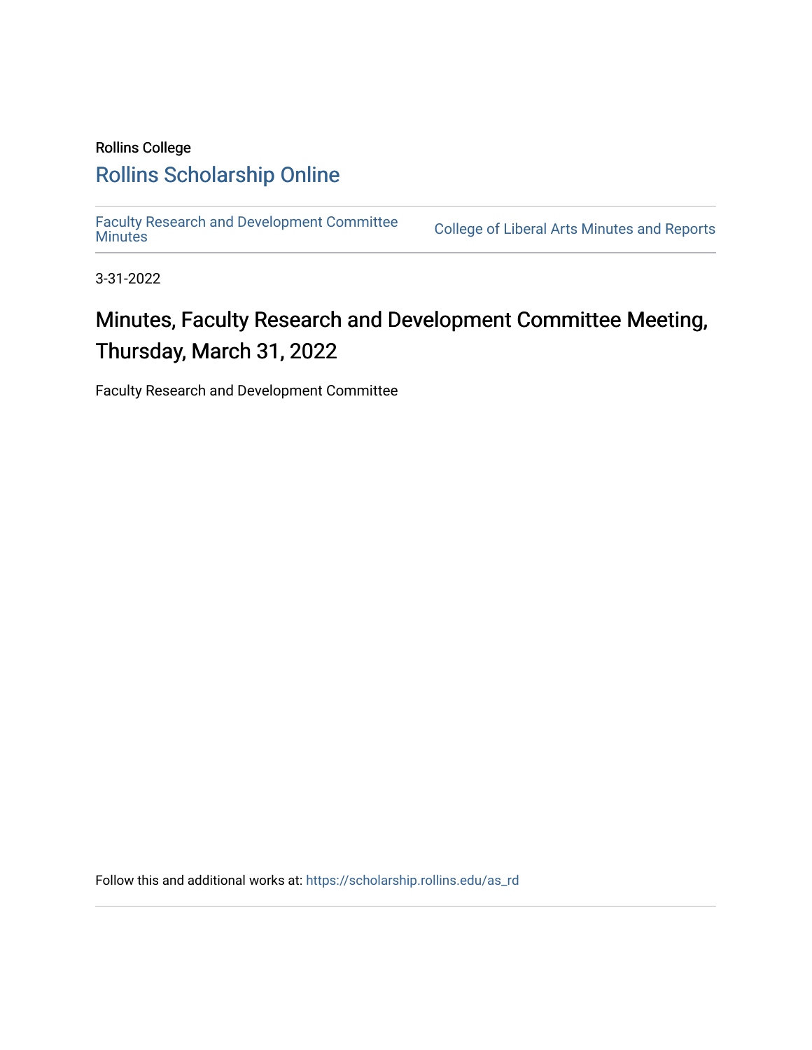Rollins College

## Rollins Scholarship Online

Faculty Research and Development Committee Minutes | College of Liberal Arts Minutes and Reports

3-31-2022

# Minutes, Faculty Research and Development Committee Meeting, Thursday, March 31, 2022

Faculty Research and Development Committee

Follow this and additional works at: https://scholarship.rollins.edu/as_rd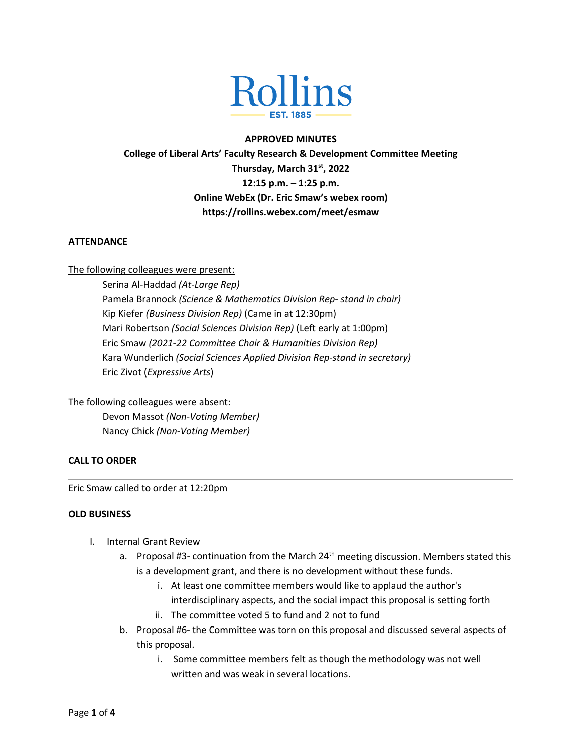Rollins

EST. 1885

**APPROVED MINUTES**

**College of Liberal Arts' Faculty Research & Development Committee Meeting**

**Thursday, March 31st, 2022**

**12:15 p.m. – 1:25 p.m.**

**Online WebEx (Dr. Eric Smaw's webex room)**

**https://rollins.webex.com/meet/esmaw**

## ATTENDANCE

The following colleagues were present:

- Serina Al-Haddad *(At-Large Rep)*
- Pamela Brannock *(Science & Mathematics Division Rep- stand in chair)*
- Kip Kiefer *(Business Division Rep)* (Came in at 12:30pm)
- Mari Robertson *(Social Sciences Division Rep)* (Left early at 1:00pm)
- Eric Smaw *(2021-22 Committee Chair & Humanities Division Rep)*
- Kara Wunderlich *(Social Sciences Applied Division Rep-stand in secretary)*
- Eric Zivot (*Expressive Arts*)

The following colleagues were absent:

- Devon Massot *(Non-Voting Member)*
- Nancy Chick *(Non-Voting Member)*

## CALL TO ORDER

Eric Smaw called to order at 12:20pm

## OLD BUSINESS

I. Internal Grant Review
   a. Proposal #3- continuation from the March 24th meeting discussion. Members stated this is a development grant, and there is no development without these funds.
      i. At least one committee members would like to applaud the author's interdisciplinary aspects, and the social impact this proposal is setting forth
      ii. The committee voted 5 to fund and 2 not to fund
   b. Proposal #6- the Committee was torn on this proposal and discussed several aspects of this proposal.
      i. Some committee members felt as though the methodology was not well written and was weak in several locations.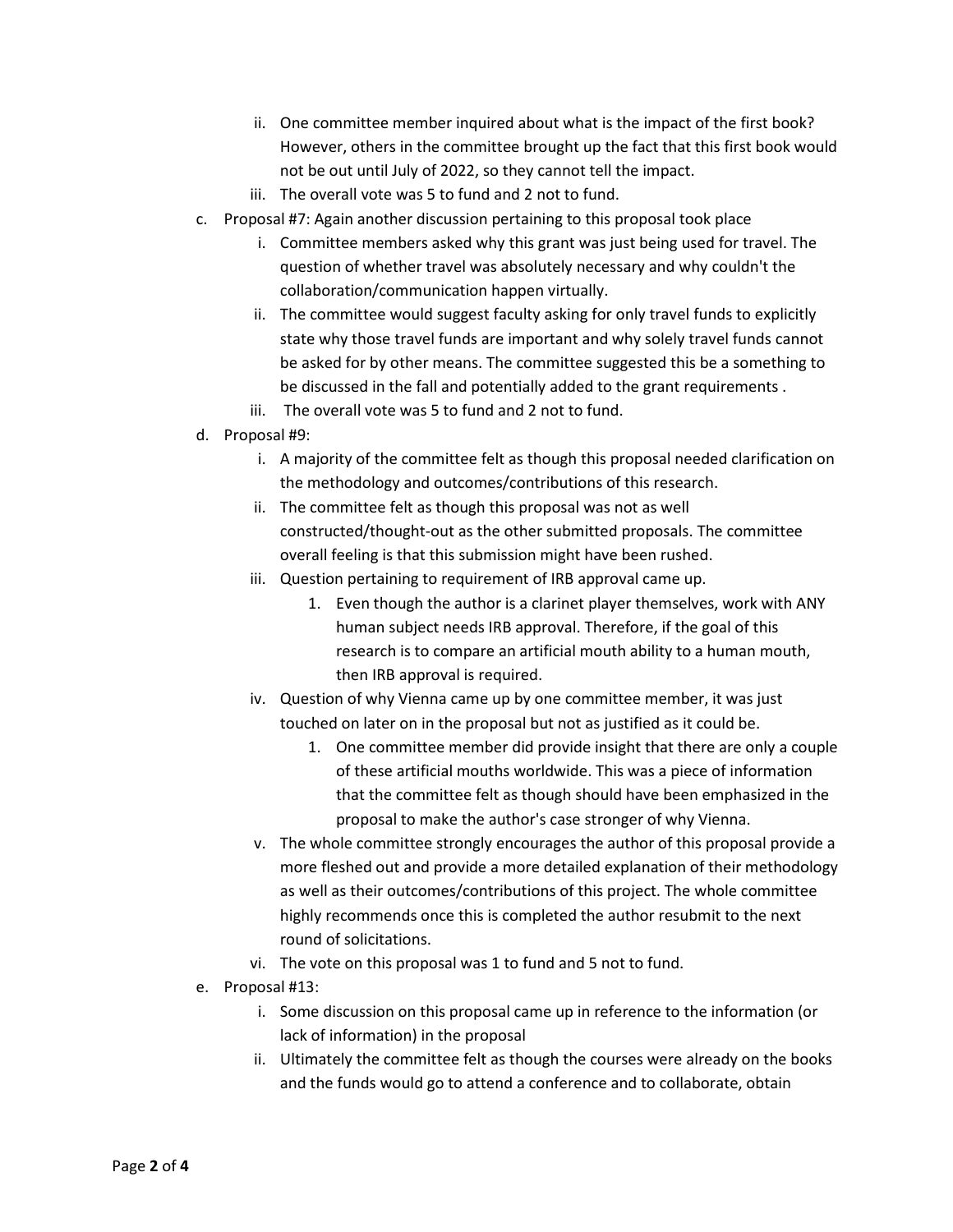ii. One committee member inquired about what is the impact of the first book? However, others in the committee brought up the fact that this first book would not be out until July of 2022, so they cannot tell the impact.
   iii. The overall vote was 5 to fund and 2 not to fund.

c. Proposal #7: Again another discussion pertaining to this proposal took place
   i. Committee members asked why this grant was just being used for travel. The question of whether travel was absolutely necessary and why couldn't the collaboration/communication happen virtually.
   ii. The committee would suggest faculty asking for only travel funds to explicitly state why those travel funds are important and why solely travel funds cannot be asked for by other means. The committee suggested this be a something to be discussed in the fall and potentially added to the grant requirements .
   iii. The overall vote was 5 to fund and 2 not to fund.

d. Proposal #9:
   i. A majority of the committee felt as though this proposal needed clarification on the methodology and outcomes/contributions of this research.
   ii. The committee felt as though this proposal was not as well constructed/thought-out as the other submitted proposals. The committee overall feeling is that this submission might have been rushed.
   iii. Question pertaining to requirement of IRB approval came up.
      1. Even though the author is a clarinet player themselves, work with ANY human subject needs IRB approval. Therefore, if the goal of this research is to compare an artificial mouth ability to a human mouth, then IRB approval is required.
   iv. Question of why Vienna came up by one committee member, it was just touched on later on in the proposal but not as justified as it could be.
      1. One committee member did provide insight that there are only a couple of these artificial mouths worldwide. This was a piece of information that the committee felt as though should have been emphasized in the proposal to make the author's case stronger of why Vienna.
   v. The whole committee strongly encourages the author of this proposal provide a more fleshed out and provide a more detailed explanation of their methodology as well as their outcomes/contributions of this project. The whole committee highly recommends once this is completed the author resubmit to the next round of solicitations.
   vi. The vote on this proposal was 1 to fund and 5 not to fund.

e. Proposal #13:
   i. Some discussion on this proposal came up in reference to the information (or lack of information) in the proposal
   ii. Ultimately the committee felt as though the courses were already on the books and the funds would go to attend a conference and to collaborate, obtain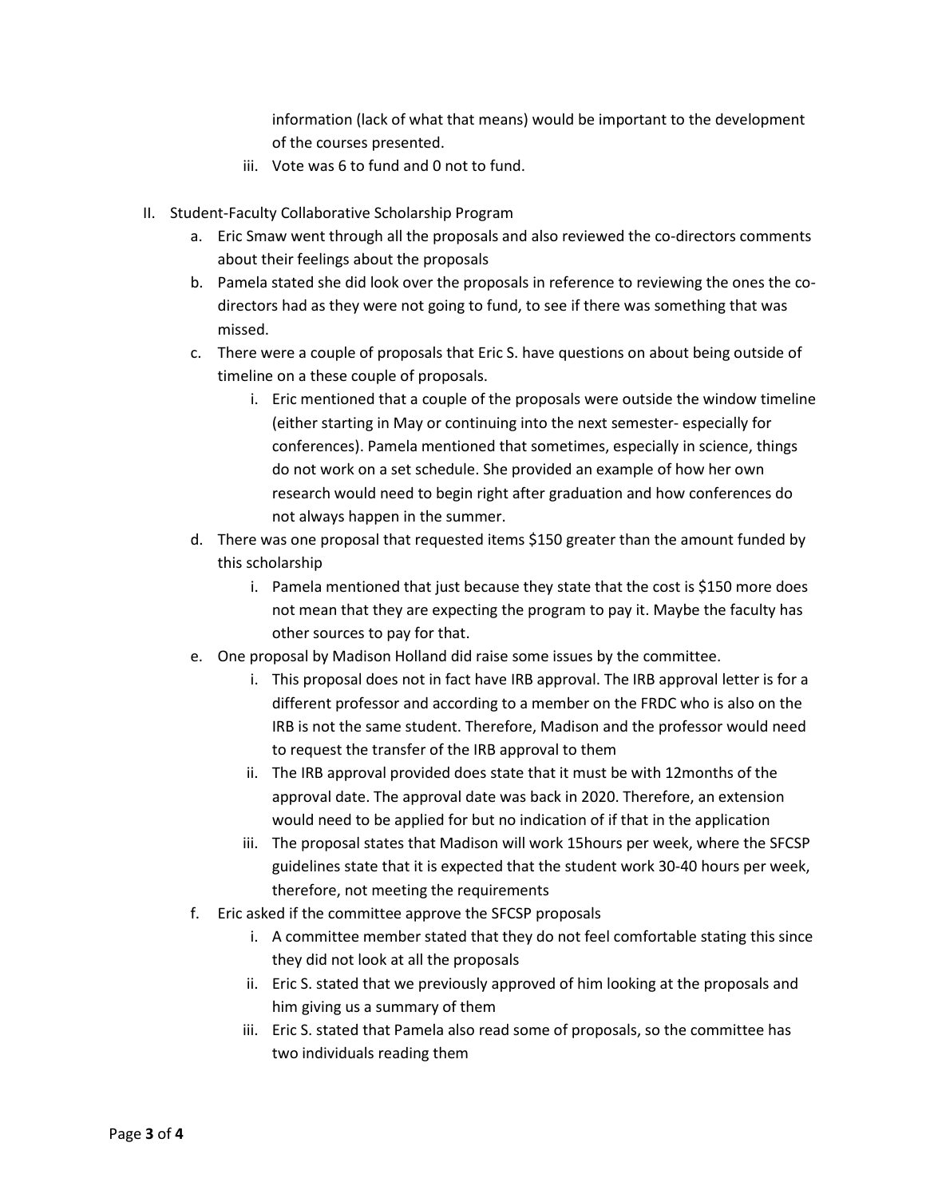information (lack of what that means) would be important to the development of the courses presented.

   iii. Vote was 6 to fund and 0 not to fund.

II. Student-Faculty Collaborative Scholarship Program
   a. Eric Smaw went through all the proposals and also reviewed the co-directors comments about their feelings about the proposals
   b. Pamela stated she did look over the proposals in reference to reviewing the ones the co-directors had as they were not going to fund, to see if there was something that was missed.
   c. There were a couple of proposals that Eric S. have questions on about being outside of timeline on a these couple of proposals.
      i. Eric mentioned that a couple of the proposals were outside the window timeline (either starting in May or continuing into the next semester- especially for conferences). Pamela mentioned that sometimes, especially in science, things do not work on a set schedule. She provided an example of how her own research would need to begin right after graduation and how conferences do not always happen in the summer.
   d. There was one proposal that requested items $150 greater than the amount funded by this scholarship
      i. Pamela mentioned that just because they state that the cost is $150 more does not mean that they are expecting the program to pay it. Maybe the faculty has other sources to pay for that.
   e. One proposal by Madison Holland did raise some issues by the committee.
      i. This proposal does not in fact have IRB approval. The IRB approval letter is for a different professor and according to a member on the FRDC who is also on the IRB is not the same student. Therefore, Madison and the professor would need to request the transfer of the IRB approval to them
      ii. The IRB approval provided does state that it must be with 12months of the approval date. The approval date was back in 2020. Therefore, an extension would need to be applied for but no indication of if that in the application
      iii. The proposal states that Madison will work 15hours per week, where the SFCSP guidelines state that it is expected that the student work 30-40 hours per week, therefore, not meeting the requirements
   f. Eric asked if the committee approve the SFCSP proposals
      i. A committee member stated that they do not feel comfortable stating this since they did not look at all the proposals
      ii. Eric S. stated that we previously approved of him looking at the proposals and him giving us a summary of them
      iii. Eric S. stated that Pamela also read some of proposals, so the committee has two individuals reading them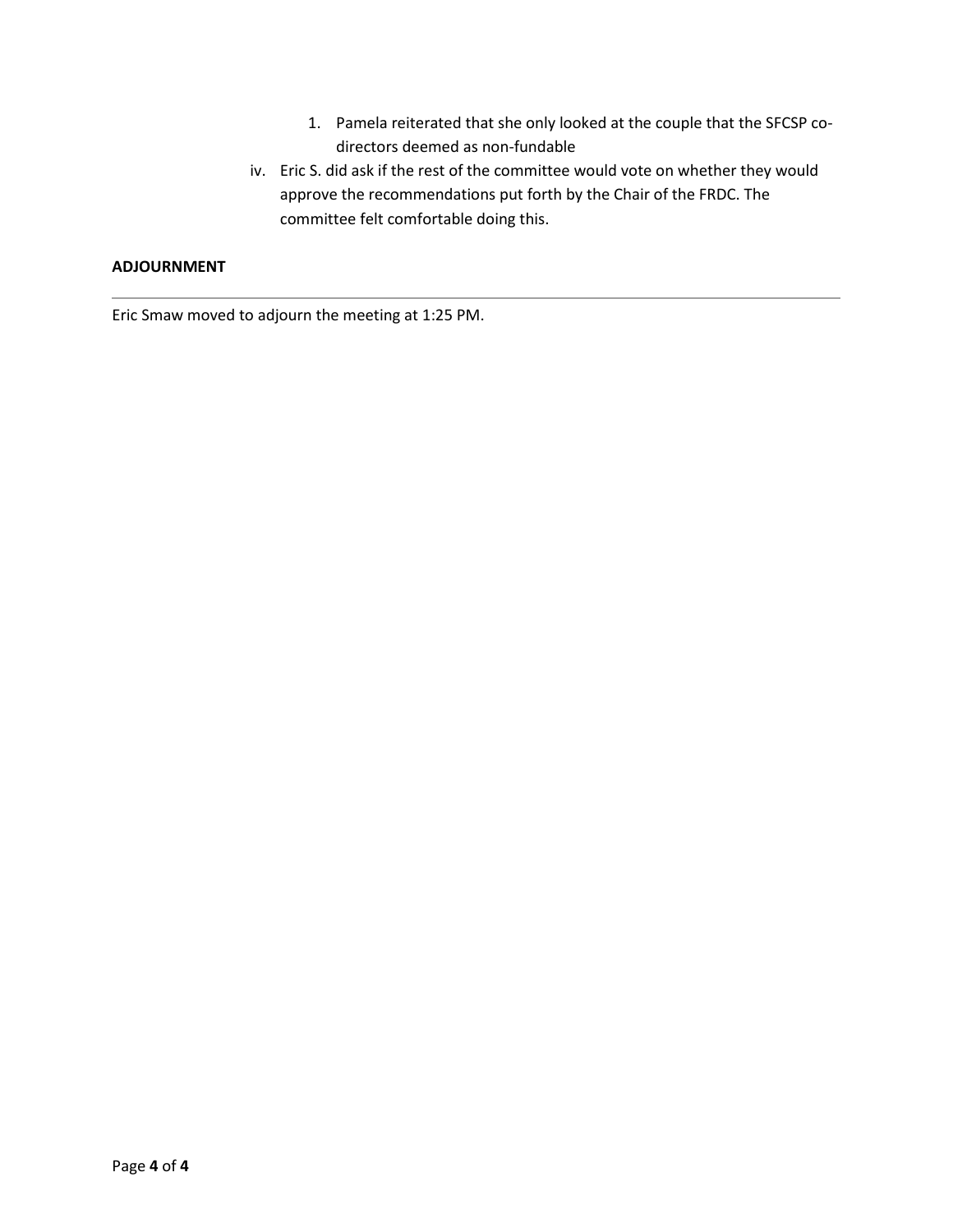1. Pamela reiterated that she only looked at the couple that the SFCSP co-directors deemed as non-fundable

iv. Eric S. did ask if the rest of the committee would vote on whether they would approve the recommendations put forth by the Chair of the FRDC. The committee felt comfortable doing this.

**ADJOURNMENT**

---

Eric Smaw moved to adjourn the meeting at 1:25 PM.